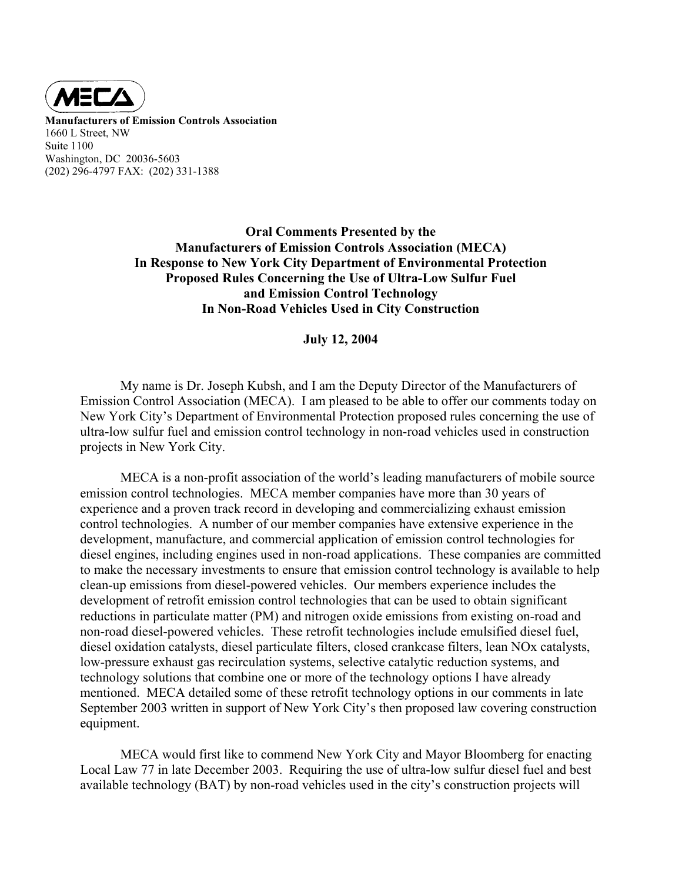**Manufacturers of Emission Controls Association**
1660 L Street, NW
Suite 1100
Washington, DC 20036-5603
(202) 296-4797 FAX: (202) 331-1388

**Oral Comments Presented by the**
**Manufacturers of Emission Controls Association (MECA)**
**In Response to New York City Department of Environmental Protection**
**Proposed Rules Concerning the Use of Ultra-Low Sulfur Fuel**
**and Emission Control Technology**
**In Non-Road Vehicles Used in City Construction**

**July 12, 2004**

My name is Dr. Joseph Kubsh, and I am the Deputy Director of the Manufacturers of Emission Control Association (MECA). I am pleased to be able to offer our comments today on New York City's Department of Environmental Protection proposed rules concerning the use of ultra-low sulfur fuel and emission control technology in non-road vehicles used in construction projects in New York City.

MECA is a non-profit association of the world's leading manufacturers of mobile source emission control technologies. MECA member companies have more than 30 years of experience and a proven track record in developing and commercializing exhaust emission control technologies. A number of our member companies have extensive experience in the development, manufacture, and commercial application of emission control technologies for diesel engines, including engines used in non-road applications. These companies are committed to make the necessary investments to ensure that emission control technology is available to help clean-up emissions from diesel-powered vehicles. Our members experience includes the development of retrofit emission control technologies that can be used to obtain significant reductions in particulate matter (PM) and nitrogen oxide emissions from existing on-road and non-road diesel-powered vehicles. These retrofit technologies include emulsified diesel fuel, diesel oxidation catalysts, diesel particulate filters, closed crankcase filters, lean NOx catalysts, low-pressure exhaust gas recirculation systems, selective catalytic reduction systems, and technology solutions that combine one or more of the technology options I have already mentioned. MECA detailed some of these retrofit technology options in our comments in late September 2003 written in support of New York City's then proposed law covering construction equipment.

MECA would first like to commend New York City and Mayor Bloomberg for enacting Local Law 77 in late December 2003. Requiring the use of ultra-low sulfur diesel fuel and best available technology (BAT) by non-road vehicles used in the city's construction projects will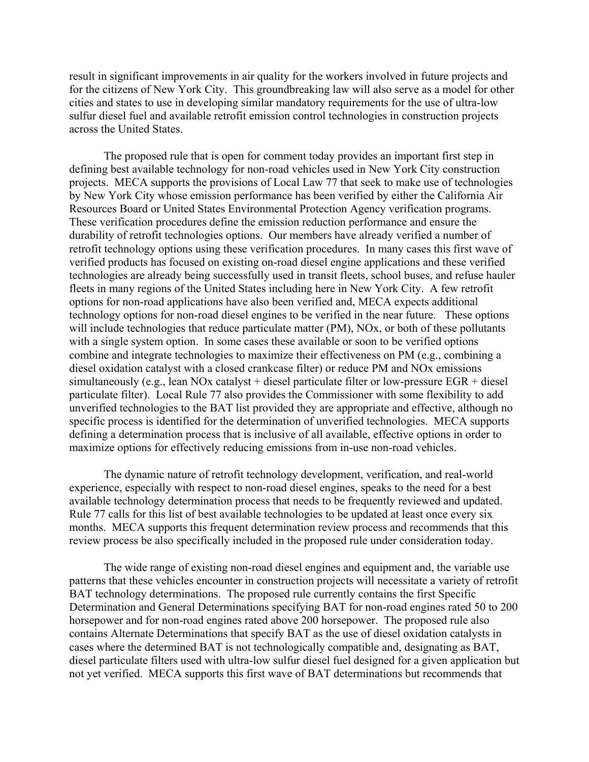result in significant improvements in air quality for the workers involved in future projects and for the citizens of New York City. This groundbreaking law will also serve as a model for other cities and states to use in developing similar mandatory requirements for the use of ultra-low sulfur diesel fuel and available retrofit emission control technologies in construction projects across the United States.

The proposed rule that is open for comment today provides an important first step in defining best available technology for non-road vehicles used in New York City construction projects. MECA supports the provisions of Local Law 77 that seek to make use of technologies by New York City whose emission performance has been verified by either the California Air Resources Board or United States Environmental Protection Agency verification programs. These verification procedures define the emission reduction performance and ensure the durability of retrofit technologies options. Our members have already verified a number of retrofit technology options using these verification procedures. In many cases this first wave of verified products has focused on existing on-road diesel engine applications and these verified technologies are already being successfully used in transit fleets, school buses, and refuse hauler fleets in many regions of the United States including here in New York City. A few retrofit options for non-road applications have also been verified and, MECA expects additional technology options for non-road diesel engines to be verified in the near future. These options will include technologies that reduce particulate matter (PM), NOx, or both of these pollutants with a single system option. In some cases these available or soon to be verified options combine and integrate technologies to maximize their effectiveness on PM (e.g., combining a diesel oxidation catalyst with a closed crankcase filter) or reduce PM and NOx emissions simultaneously (e.g., lean NOx catalyst + diesel particulate filter or low-pressure EGR + diesel particulate filter). Local Rule 77 also provides the Commissioner with some flexibility to add unverified technologies to the BAT list provided they are appropriate and effective, although no specific process is identified for the determination of unverified technologies. MECA supports defining a determination process that is inclusive of all available, effective options in order to maximize options for effectively reducing emissions from in-use non-road vehicles.

The dynamic nature of retrofit technology development, verification, and real-world experience, especially with respect to non-road diesel engines, speaks to the need for a best available technology determination process that needs to be frequently reviewed and updated. Rule 77 calls for this list of best available technologies to be updated at least once every six months. MECA supports this frequent determination review process and recommends that this review process be also specifically included in the proposed rule under consideration today.

The wide range of existing non-road diesel engines and equipment and, the variable use patterns that these vehicles encounter in construction projects will necessitate a variety of retrofit BAT technology determinations. The proposed rule currently contains the first Specific Determination and General Determinations specifying BAT for non-road engines rated 50 to 200 horsepower and for non-road engines rated above 200 horsepower. The proposed rule also contains Alternate Determinations that specify BAT as the use of diesel oxidation catalysts in cases where the determined BAT is not technologically compatible and, designating as BAT, diesel particulate filters used with ultra-low sulfur diesel fuel designed for a given application but not yet verified. MECA supports this first wave of BAT determinations but recommends that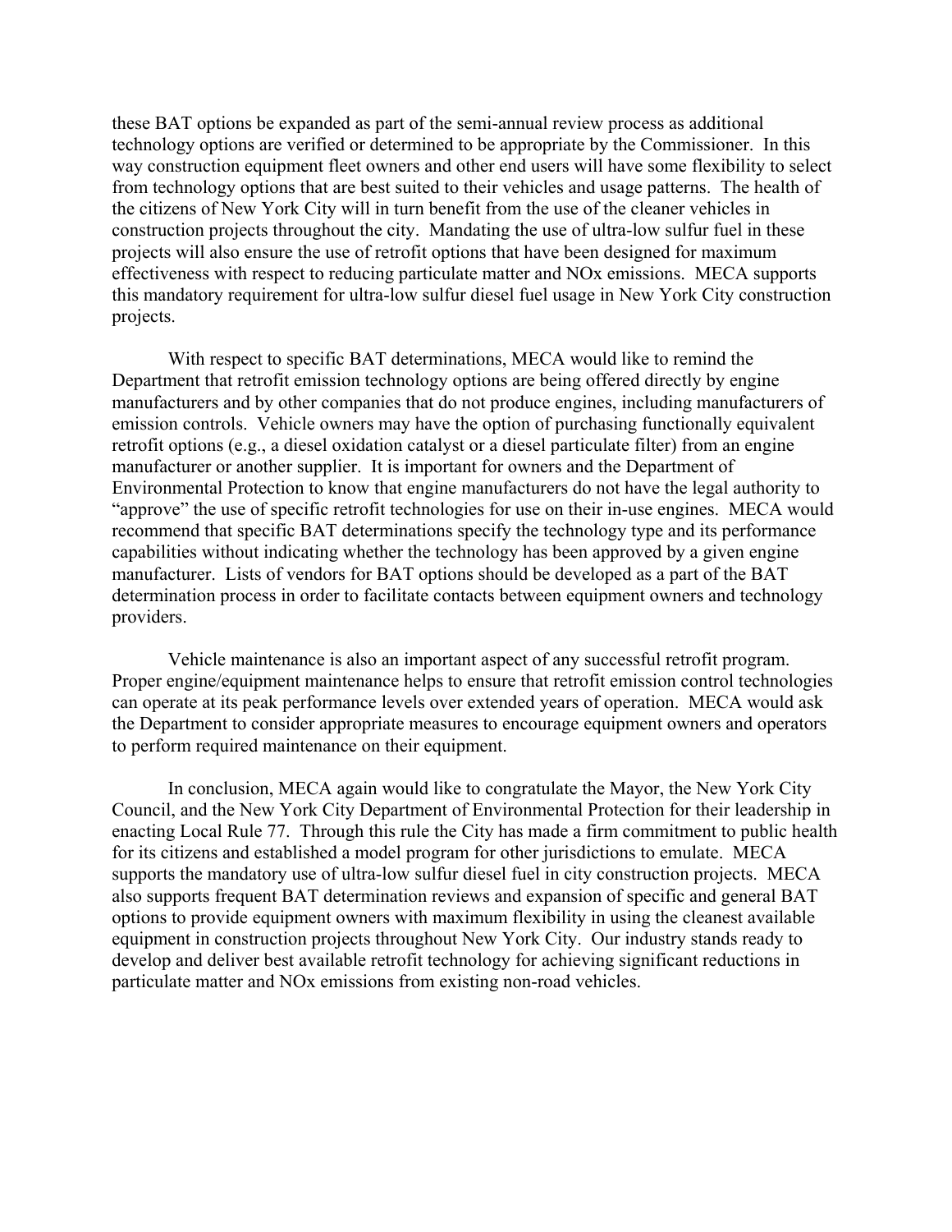these BAT options be expanded as part of the semi-annual review process as additional technology options are verified or determined to be appropriate by the Commissioner. In this way construction equipment fleet owners and other end users will have some flexibility to select from technology options that are best suited to their vehicles and usage patterns. The health of the citizens of New York City will in turn benefit from the use of the cleaner vehicles in construction projects throughout the city. Mandating the use of ultra-low sulfur fuel in these projects will also ensure the use of retrofit options that have been designed for maximum effectiveness with respect to reducing particulate matter and NOx emissions. MECA supports this mandatory requirement for ultra-low sulfur diesel fuel usage in New York City construction projects.

With respect to specific BAT determinations, MECA would like to remind the Department that retrofit emission technology options are being offered directly by engine manufacturers and by other companies that do not produce engines, including manufacturers of emission controls. Vehicle owners may have the option of purchasing functionally equivalent retrofit options (e.g., a diesel oxidation catalyst or a diesel particulate filter) from an engine manufacturer or another supplier. It is important for owners and the Department of Environmental Protection to know that engine manufacturers do not have the legal authority to "approve" the use of specific retrofit technologies for use on their in-use engines. MECA would recommend that specific BAT determinations specify the technology type and its performance capabilities without indicating whether the technology has been approved by a given engine manufacturer. Lists of vendors for BAT options should be developed as a part of the BAT determination process in order to facilitate contacts between equipment owners and technology providers.

Vehicle maintenance is also an important aspect of any successful retrofit program. Proper engine/equipment maintenance helps to ensure that retrofit emission control technologies can operate at its peak performance levels over extended years of operation. MECA would ask the Department to consider appropriate measures to encourage equipment owners and operators to perform required maintenance on their equipment.

In conclusion, MECA again would like to congratulate the Mayor, the New York City Council, and the New York City Department of Environmental Protection for their leadership in enacting Local Rule 77. Through this rule the City has made a firm commitment to public health for its citizens and established a model program for other jurisdictions to emulate. MECA supports the mandatory use of ultra-low sulfur diesel fuel in city construction projects. MECA also supports frequent BAT determination reviews and expansion of specific and general BAT options to provide equipment owners with maximum flexibility in using the cleanest available equipment in construction projects throughout New York City. Our industry stands ready to develop and deliver best available retrofit technology for achieving significant reductions in particulate matter and NOx emissions from existing non-road vehicles.